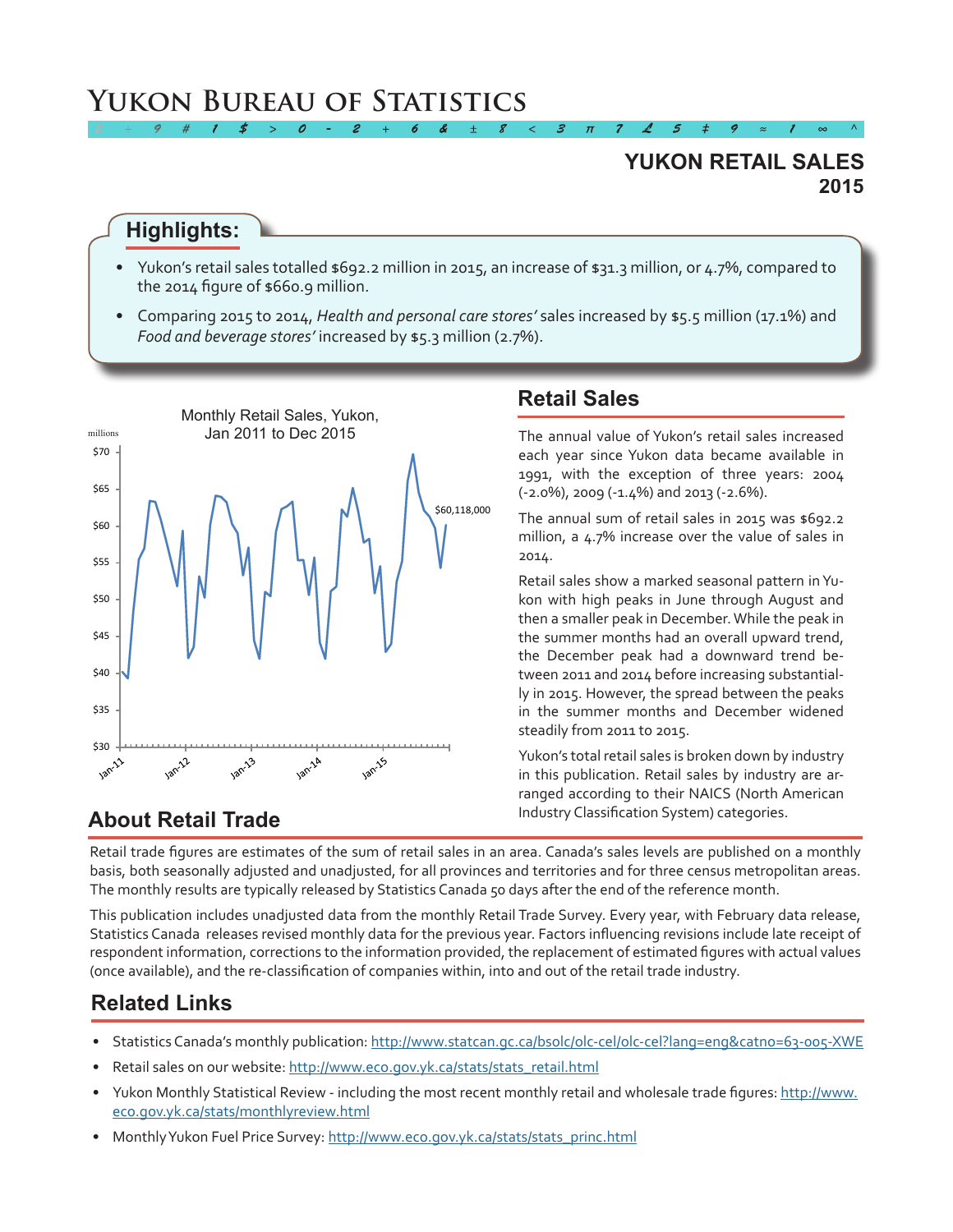# Yukon Bureau of Statistics

## YUKON RETAIL SALES 2015

### Highlights:

- Yukon's retail sales totalled $692.2 million in 2015, an increase of $31.3 million, or 4.7%, compared to the 2014 figure of $660.9 million.
- Comparing 2015 to 2014, *Health and personal care stores'* sales increased by $5.5 million (17.1%) and *Food and beverage stores'* increased by $5.3 million (2.7%).

Monthly Retail Sales, Yukon, Jan 2011 to Dec 2015

## Retail Sales

The annual value of Yukon's retail sales increased each year since Yukon data became available in 1991, with the exception of three years: 2004 (-2.0%), 2009 (-1.4%) and 2013 (-2.6%).

The annual sum of retail sales in 2015 was $692.2 million, a 4.7% increase over the value of sales in 2014.

Retail sales show a marked seasonal pattern in Yukon with high peaks in June through August and then a smaller peak in December. While the peak in the summer months had an overall upward trend, the December peak had a downward trend between 2011 and 2014 before increasing substantially in 2015. However, the spread between the peaks in the summer months and December widened steadily from 2011 to 2015.

Yukon's total retail sales is broken down by industry in this publication. Retail sales by industry are arranged according to their NAICS (North American Industry Classification System) categories.

## About Retail Trade

Retail trade figures are estimates of the sum of retail sales in an area. Canada's sales levels are published on a monthly basis, both seasonally adjusted and unadjusted, for all provinces and territories and for three census metropolitan areas. The monthly results are typically released by Statistics Canada 50 days after the end of the reference month.

This publication includes unadjusted data from the monthly Retail Trade Survey. Every year, with February data release, Statistics Canada releases revised monthly data for the previous year. Factors influencing revisions include late receipt of respondent information, corrections to the information provided, the replacement of estimated figures with actual values (once available), and the re-classification of companies within, into and out of the retail trade industry.

## Related Links

- Statistics Canada's monthly publication: http://www.statcan.gc.ca/bsolc/olc-cel/olc-cel?lang=eng&catno=63-005-XWE
- Retail sales on our website: http://www.eco.gov.yk.ca/stats/stats_retail.html
- Yukon Monthly Statistical Review - including the most recent monthly retail and wholesale trade figures: http://www.eco.gov.yk.ca/stats/monthlyreview.html
- Monthly Yukon Fuel Price Survey: http://www.eco.gov.yk.ca/stats/stats_princ.html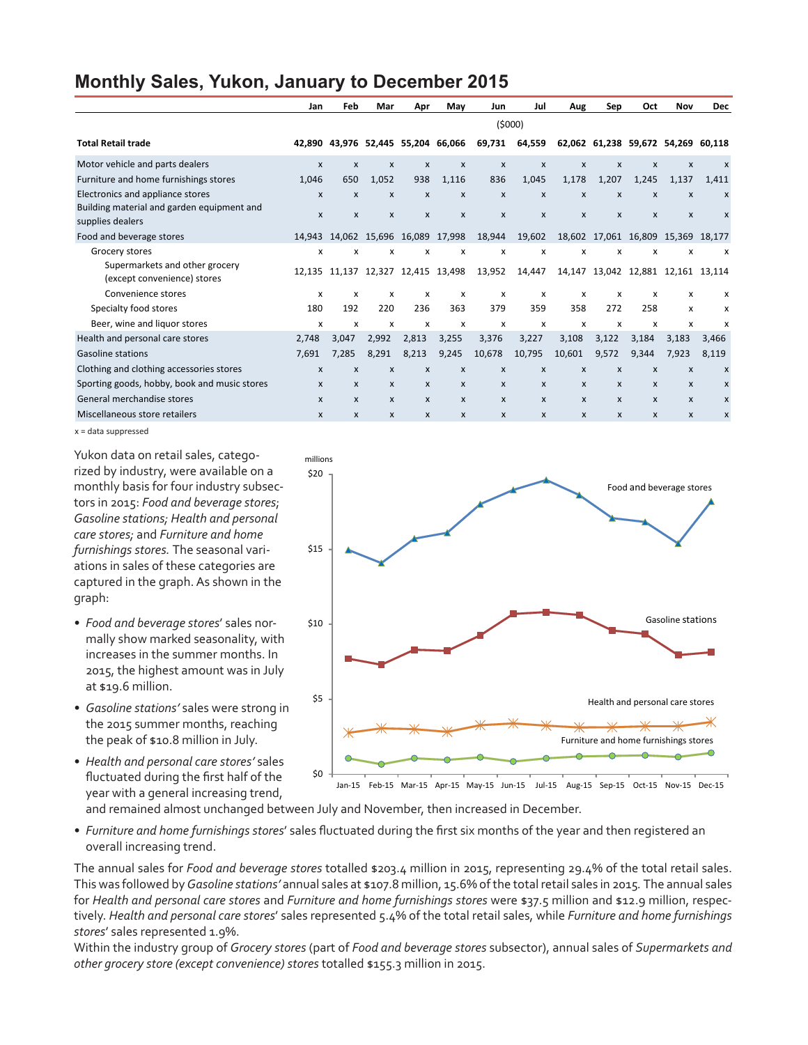# Monthly Sales, Yukon, January to December 2015

| | Jan | Feb | Mar | Apr | May | Jun | Jul | Aug | Sep | Oct | Nov | Dec |
|---|---|---|---|---|---|---|---|---|---|---|---|---|
| | | | | | | ($000) | | | | | | |
| **Total Retail trade** | **42,890** | **43,976** | **52,445** | **55,204** | **66,066** | **69,731** | **64,559** | **62,062** | **61,238** | **59,672** | **54,269** | **60,118** |
| Motor vehicle and parts dealers | x | x | x | x | x | x | x | x | x | x | x | x |
| Furniture and home furnishings stores | 1,046 | 650 | 1,052 | 938 | 1,116 | 836 | 1,045 | 1,178 | 1,207 | 1,245 | 1,137 | 1,411 |
| Electronics and appliance stores | x | x | x | x | x | x | x | x | x | x | x | x |
| Building material and garden equipment and supplies dealers | x | x | x | x | x | x | x | x | x | x | x | x |
| Food and beverage stores | 14,943 | 14,062 | 15,696 | 16,089 | 17,998 | 18,944 | 19,602 | 18,602 | 17,061 | 16,809 | 15,369 | 18,177 |
| Grocery stores | x | x | x | x | x | x | x | x | x | x | x | x |
| Supermarkets and other grocery (except convenience) stores | 12,135 | 11,137 | 12,327 | 12,415 | 13,498 | 13,952 | 14,447 | 14,147 | 13,042 | 12,881 | 12,161 | 13,114 |
| Convenience stores | x | x | x | x | x | x | x | x | x | x | x | x |
| Specialty food stores | 180 | 192 | 220 | 236 | 363 | 379 | 359 | 358 | 272 | 258 | x | x |
| Beer, wine and liquor stores | x | x | x | x | x | x | x | x | x | x | x | x |
| Health and personal care stores | 2,748 | 3,047 | 2,992 | 2,813 | 3,255 | 3,376 | 3,227 | 3,108 | 3,122 | 3,184 | 3,183 | 3,466 |
| Gasoline stations | 7,691 | 7,285 | 8,291 | 8,213 | 9,245 | 10,678 | 10,795 | 10,601 | 9,572 | 9,344 | 7,923 | 8,119 |
| Clothing and clothing accessories stores | x | x | x | x | x | x | x | x | x | x | x | x |
| Sporting goods, hobby, book and music stores | x | x | x | x | x | x | x | x | x | x | x | x |
| General merchandise stores | x | x | x | x | x | x | x | x | x | x | x | x |
| Miscellaneous store retailers | x | x | x | x | x | x | x | x | x | x | x | x |

x = data suppressed

Yukon data on retail sales, categorized by industry, were available on a monthly basis for four industry subsectors in 2015: *Food and beverage stores*; *Gasoline stations; Health and personal care stores;* and *Furniture and home furnishings stores.* The seasonal variations in sales of these categories are captured in the graph. As shown in the graph:

- *Food and beverage stores*' sales normally show marked seasonality, with increases in the summer months. In 2015, the highest amount was in July at $19.6 million.
- *Gasoline stations'* sales were strong in the 2015 summer months, reaching the peak of $10.8 million in July.
- *Health and personal care stores'* sales fluctuated during the first half of the year with a general increasing trend, and remained almost unchanged between July and November, then increased in December.
- *Furniture and home furnishings stores*' sales fluctuated during the first six months of the year and then registered an overall increasing trend.

The annual sales for *Food and beverage stores* totalled $203.4 million in 2015, representing 29.4% of the total retail sales. This was followed by *Gasoline stations'* annual sales at $107.8 million, 15.6% of the total retail sales in 2015. The annual sales for *Health and personal care stores* and *Furniture and home furnishings stores* were $37.5 million and $12.9 million, respectively. *Health and personal care stores*' sales represented 5.4% of the total retail sales, while *Furniture and home furnishings stores*' sales represented 1.9%.

Within the industry group of *Grocery stores* (part of *Food and beverage stores* subsector), annual sales of *Supermarkets and other grocery store (except convenience) stores* totalled $155.3 million in 2015.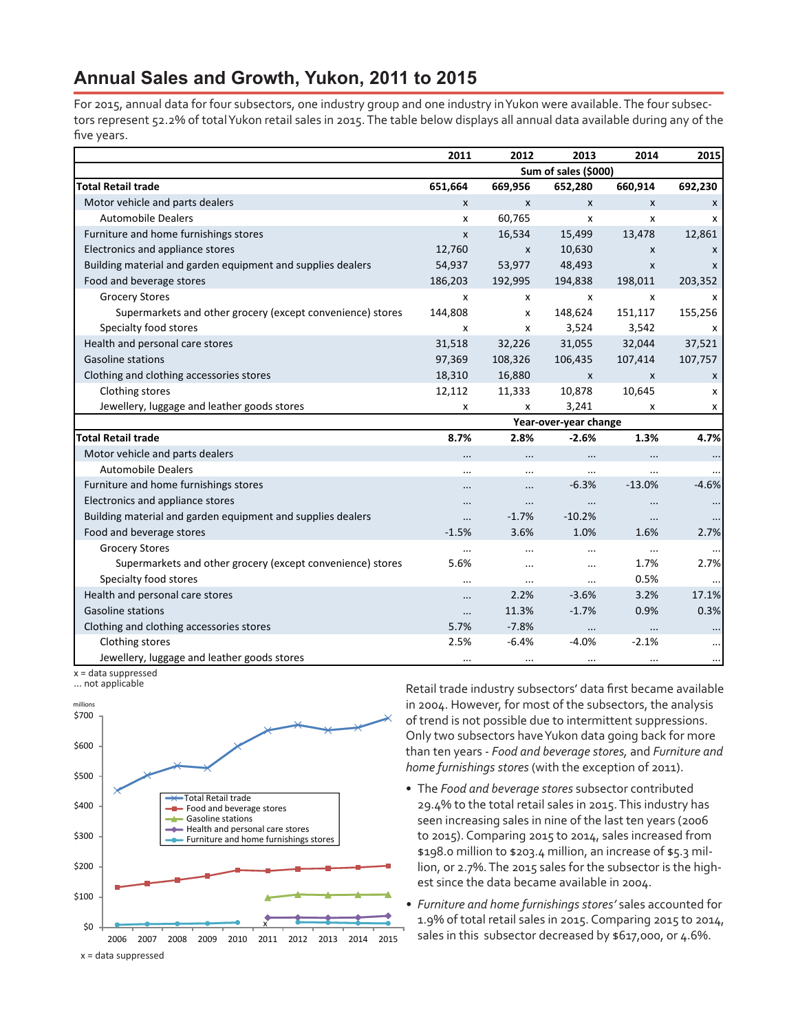## Annual Sales and Growth, Yukon, 2011 to 2015

For 2015, annual data for four subsectors, one industry group and one industry in Yukon were available. The four subsectors represent 52.2% of total Yukon retail sales in 2015. The table below displays all annual data available during any of the five years.

| | 2011 | 2012 | 2013 | 2014 | 2015 |
|---|---|---|---|---|---|
| | Sum of sales ($000) | | | | |
| **Total Retail trade** | **651,664** | **669,956** | **652,280** | **660,914** | **692,230** |
| Motor vehicle and parts dealers | x | x | x | x | x |
| Automobile Dealers | x | 60,765 | x | x | x |
| Furniture and home furnishings stores | x | 16,534 | 15,499 | 13,478 | 12,861 |
| Electronics and appliance stores | 12,760 | x | 10,630 | x | x |
| Building material and garden equipment and supplies dealers | 54,937 | 53,977 | 48,493 | x | x |
| Food and beverage stores | 186,203 | 192,995 | 194,838 | 198,011 | 203,352 |
| Grocery Stores | x | x | x | x | x |
| Supermarkets and other grocery (except convenience) stores | 144,808 | x | 148,624 | 151,117 | 155,256 |
| Specialty food stores | x | x | 3,524 | 3,542 | x |
| Health and personal care stores | 31,518 | 32,226 | 31,055 | 32,044 | 37,521 |
| Gasoline stations | 97,369 | 108,326 | 106,435 | 107,414 | 107,757 |
| Clothing and clothing accessories stores | 18,310 | 16,880 | x | x | x |
| Clothing stores | 12,112 | 11,333 | 10,878 | 10,645 | x |
| Jewellery, luggage and leather goods stores | x | x | 3,241 | x | x |
| | Year-over-year change | | | | |
| **Total Retail trade** | **8.7%** | **2.8%** | **-2.6%** | **1.3%** | **4.7%** |
| Motor vehicle and parts dealers | ... | ... | ... | ... | ... |
| Automobile Dealers | ... | ... | ... | ... | ... |
| Furniture and home furnishings stores | ... | ... | -6.3% | -13.0% | -4.6% |
| Electronics and appliance stores | ... | ... | ... | ... | ... |
| Building material and garden equipment and supplies dealers | ... | -1.7% | -10.2% | ... | ... |
| Food and beverage stores | -1.5% | 3.6% | 1.0% | 1.6% | 2.7% |
| Grocery Stores | ... | ... | ... | ... | ... |
| Supermarkets and other grocery (except convenience) stores | 5.6% | ... | ... | 1.7% | 2.7% |
| Specialty food stores | ... | ... | ... | 0.5% | ... |
| Health and personal care stores | ... | 2.2% | -3.6% | 3.2% | 17.1% |
| Gasoline stations | ... | 11.3% | -1.7% | 0.9% | 0.3% |
| Clothing and clothing accessories stores | 5.7% | -7.8% | ... | ... | ... |
| Clothing stores | 2.5% | -6.4% | -4.0% | -2.1% | ... |
| Jewellery, luggage and leather goods stores | ... | ... | ... | ... | ... |

x = data suppressed
... not applicable

x = data suppressed

Retail trade industry subsectors' data first became available in 2004. However, for most of the subsectors, the analysis of trend is not possible due to intermittent suppressions. Only two subsectors have Yukon data going back for more than ten years - *Food and beverage stores*, and *Furniture and home furnishings stores* (with the exception of 2011).

- The *Food and beverage stores* subsector contributed 29.4% to the total retail sales in 2015. This industry has seen increasing sales in nine of the last ten years (2006 to 2015). Comparing 2015 to 2014, sales increased from $198.0 million to $203.4 million, an increase of $5.3 million, or 2.7%. The 2015 sales for the subsector is the highest since the data became available in 2004.
- *Furniture and home furnishings stores'* sales accounted for 1.9% of total retail sales in 2015. Comparing 2015 to 2014, sales in this subsector decreased by $617,000, or 4.6%.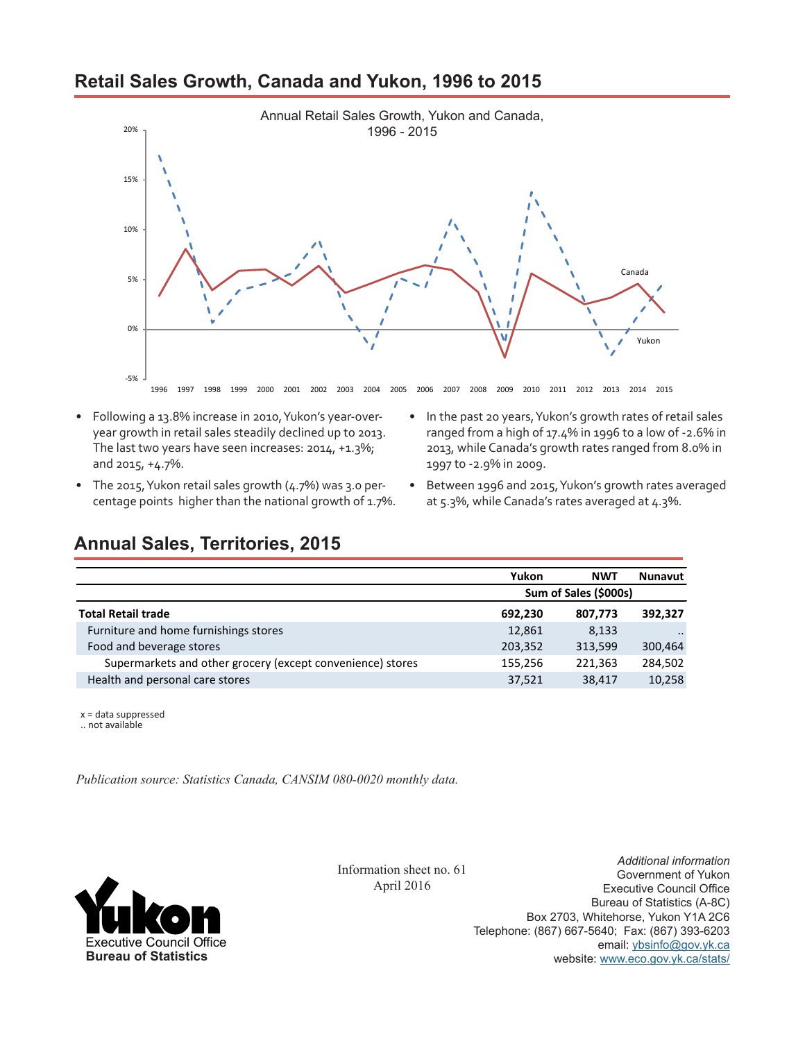## Retail Sales Growth, Canada and Yukon, 1996 to 2015

Annual Retail Sales Growth, Yukon and Canada, 1996 - 2015

20%
15%
10%
5%
0%
-5%

1996 1997 1998 1999 2000 2001 2002 2003 2004 2005 2006 2007 2008 2009 2010 2011 2012 2013 2014 2015

Canada

Yukon

- Following a 13.8% increase in 2010, Yukon's year-over-year growth in retail sales steadily declined up to 2013. The last two years have seen increases: 2014, +1.3%; and 2015, +4.7%.
- The 2015, Yukon retail sales growth (4.7%) was 3.0 percentage points higher than the national growth of 1.7%.
- In the past 20 years, Yukon's growth rates of retail sales ranged from a high of 17.4% in 1996 to a low of -2.6% in 2013, while Canada's growth rates ranged from 8.0% in 1997 to -2.9% in 2009.
- Between 1996 and 2015, Yukon's growth rates averaged at 5.3%, while Canada's rates averaged at 4.3%.

## Annual Sales, Territories, 2015

| | Yukon | NWT | Nunavut |
|---|---|---|---|
| | Sum of Sales ($000s) | | |
| **Total Retail trade** | **692,230** | **807,773** | **392,327** |
| Furniture and home furnishings stores | 12,861 | 8,133 | .. |
| Food and beverage stores | 203,352 | 313,599 | 300,464 |
| Supermarkets and other grocery (except convenience) stores | 155,256 | 221,363 | 284,502 |
| Health and personal care stores | 37,521 | 38,417 | 10,258 |

x = data suppressed
.. not available

*Publication source: Statistics Canada, CANSIM 080-0020 monthly data.*

Yukon
Executive Council Office
**Bureau of Statistics**

Information sheet no. 61
April 2016

*Additional information*
Government of Yukon
Executive Council Office
Bureau of Statistics (A-8C)
Box 2703, Whitehorse, Yukon Y1A 2C6
Telephone: (867) 667-5640; Fax: (867) 393-6203
email: ybsinfo@gov.yk.ca
website: www.eco.gov.yk.ca/stats/